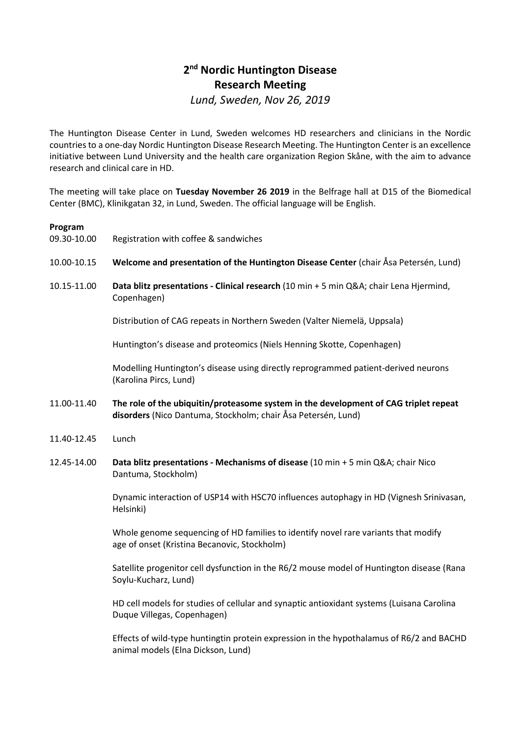# 2nd Nordic Huntington Disease Research Meeting

*Lund, Sweden, Nov 26, 2019*

The Huntington Disease Center in Lund, Sweden welcomes HD researchers and clinicians in the Nordic countries to a one-day Nordic Huntington Disease Research Meeting. The Huntington Center is an excellence initiative between Lund University and the health care organization Region Skåne, with the aim to advance research and clinical care in HD.

The meeting will take place on **Tuesday November 26 2019** in the Belfrage hall at D15 of the Biomedical Center (BMC), Klinikgatan 32, in Lund, Sweden. The official language will be English.

**Program**

09.30-10.00 Registration with coffee & sandwiches

10.00-10.15 **Welcome and presentation of the Huntington Disease Center** (chair Åsa Petersén, Lund)

10.15-11.00 **Data blitz presentations - Clinical research** (10 min + 5 min Q&A; chair Lena Hjermind, Copenhagen)

Distribution of CAG repeats in Northern Sweden (Valter Niemelä, Uppsala)

Huntington's disease and proteomics (Niels Henning Skotte, Copenhagen)

Modelling Huntington's disease using directly reprogrammed patient-derived neurons (Karolina Pircs, Lund)

11.00-11.40 **The role of the ubiquitin/proteasome system in the development of CAG triplet repeat disorders** (Nico Dantuma, Stockholm; chair Åsa Petersén, Lund)

11.40-12.45 Lunch

12.45-14.00 **Data blitz presentations - Mechanisms of disease** (10 min + 5 min Q&A; chair Nico Dantuma, Stockholm)

Dynamic interaction of USP14 with HSC70 influences autophagy in HD (Vignesh Srinivasan, Helsinki)

Whole genome sequencing of HD families to identify novel rare variants that modify age of onset (Kristina Becanovic, Stockholm)

Satellite progenitor cell dysfunction in the R6/2 mouse model of Huntington disease (Rana Soylu-Kucharz, Lund)

HD cell models for studies of cellular and synaptic antioxidant systems (Luisana Carolina Duque Villegas, Copenhagen)

Effects of wild-type huntingtin protein expression in the hypothalamus of R6/2 and BACHD animal models (Elna Dickson, Lund)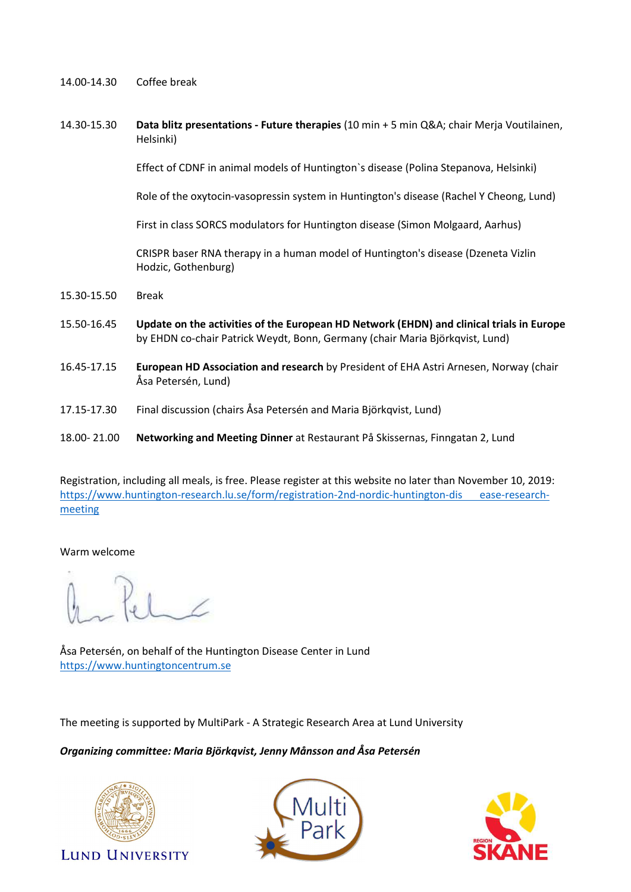14.00-14.30 Coffee break

14.30-15.30 **Data blitz presentations - Future therapies** (10 min + 5 min Q&A; chair Merja Voutilainen, Helsinki)

Effect of CDNF in animal models of Huntington`s disease (Polina Stepanova, Helsinki)

Role of the oxytocin-vasopressin system in Huntington's disease (Rachel Y Cheong, Lund)

First in class SORCS modulators for Huntington disease (Simon Molgaard, Aarhus)

CRISPR baser RNA therapy in a human model of Huntington's disease (Dzeneta Vizlin Hodzic, Gothenburg)

15.30-15.50 Break

15.50-16.45 **Update on the activities of the European HD Network (EHDN) and clinical trials in Europe** by EHDN co-chair Patrick Weydt, Bonn, Germany (chair Maria Björkqvist, Lund)

16.45-17.15 **European HD Association and research** by President of EHA Astri Arnesen, Norway (chair Åsa Petersén, Lund)

17.15-17.30 Final discussion (chairs Åsa Petersén and Maria Björkqvist, Lund)

18.00- 21.00 **Networking and Meeting Dinner** at Restaurant På Skissernas, Finngatan 2, Lund

Registration, including all meals, is free. Please register at this website no later than November 10, 2019: https://www.huntington-research.lu.se/form/registration-2nd-nordic-huntington-disease-research-meeting

Warm welcome

Åsa Petersén, on behalf of the Huntington Disease Center in Lund
https://www.huntingtoncentrum.se

The meeting is supported by MultiPark - A Strategic Research Area at Lund University

***Organizing committee: Maria Björkqvist, Jenny Månsson and Åsa Petersén***

LUND UNIVERSITY

Multi Park

REGION SKÅNE